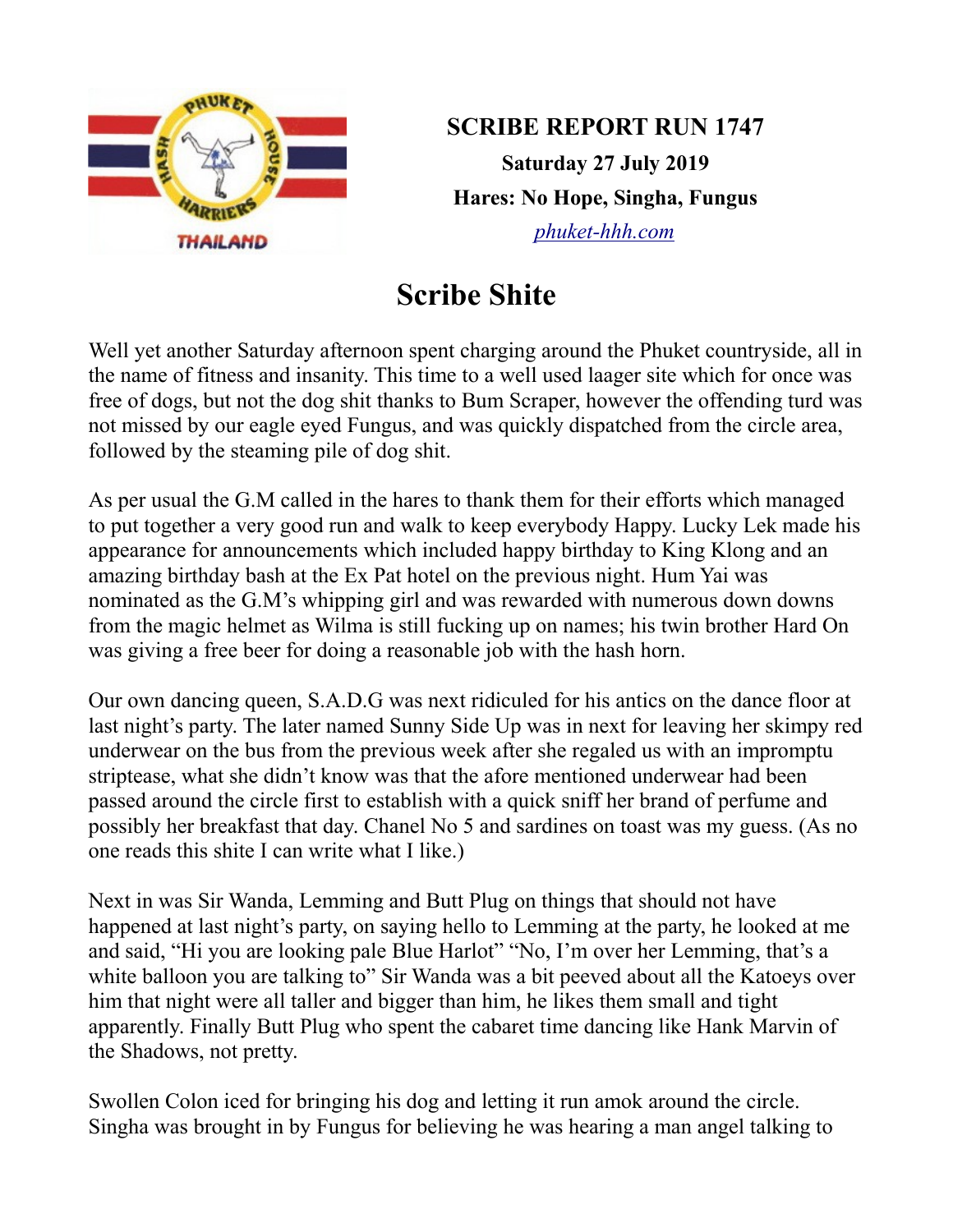**SCRIBE REPORT RUN 1747**

**Saturday 27 July 2019**

**Hares: No Hope, Singha, Fungus**

*phuket-hhh.com*

# Scribe Shite

Well yet another Saturday afternoon spent charging around the Phuket countryside, all in the name of fitness and insanity. This time to a well used laager site which for once was free of dogs, but not the dog shit thanks to Bum Scraper, however the offending turd was not missed by our eagle eyed Fungus, and was quickly dispatched from the circle area, followed by the steaming pile of dog shit.

As per usual the G.M called in the hares to thank them for their efforts which managed to put together a very good run and walk to keep everybody Happy. Lucky Lek made his appearance for announcements which included happy birthday to King Klong and an amazing birthday bash at the Ex Pat hotel on the previous night. Hum Yai was nominated as the G.M's whipping girl and was rewarded with numerous down downs from the magic helmet as Wilma is still fucking up on names; his twin brother Hard On was giving a free beer for doing a reasonable job with the hash horn.

Our own dancing queen, S.A.D.G was next ridiculed for his antics on the dance floor at last night's party. The later named Sunny Side Up was in next for leaving her skimpy red underwear on the bus from the previous week after she regaled us with an impromptu striptease, what she didn't know was that the afore mentioned underwear had been passed around the circle first to establish with a quick sniff her brand of perfume and possibly her breakfast that day. Chanel No 5 and sardines on toast was my guess. (As no one reads this shite I can write what I like.)

Next in was Sir Wanda, Lemming and Butt Plug on things that should not have happened at last night's party, on saying hello to Lemming at the party, he looked at me and said, "Hi you are looking pale Blue Harlot" "No, I'm over her Lemming, that's a white balloon you are talking to" Sir Wanda was a bit peeved about all the Katoeys over him that night were all taller and bigger than him, he likes them small and tight apparently. Finally Butt Plug who spent the cabaret time dancing like Hank Marvin of the Shadows, not pretty.

Swollen Colon iced for bringing his dog and letting it run amok around the circle. Singha was brought in by Fungus for believing he was hearing a man angel talking to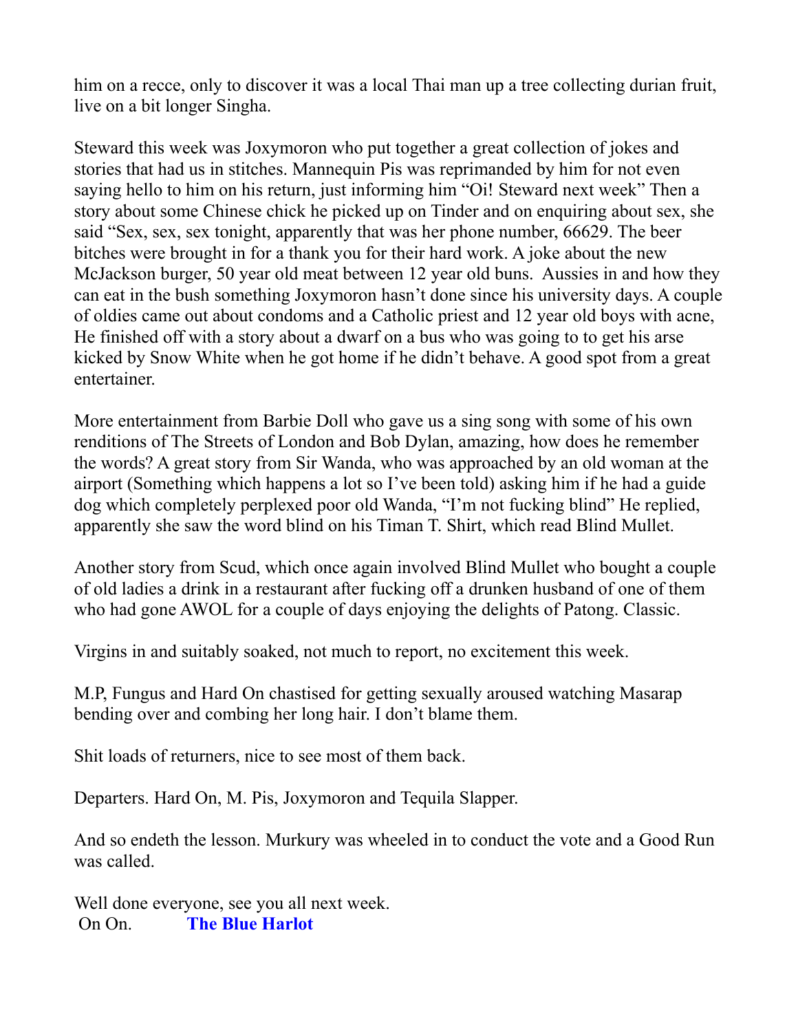him on a recce, only to discover it was a local Thai man up a tree collecting durian fruit, live on a bit longer Singha.

Steward this week was Joxymoron who put together a great collection of jokes and stories that had us in stitches. Mannequin Pis was reprimanded by him for not even saying hello to him on his return, just informing him "Oi! Steward next week" Then a story about some Chinese chick he picked up on Tinder and on enquiring about sex, she said "Sex, sex, sex tonight, apparently that was her phone number, 66629. The beer bitches were brought in for a thank you for their hard work. A joke about the new McJackson burger, 50 year old meat between 12 year old buns. Aussies in and how they can eat in the bush something Joxymoron hasn't done since his university days. A couple of oldies came out about condoms and a Catholic priest and 12 year old boys with acne, He finished off with a story about a dwarf on a bus who was going to to get his arse kicked by Snow White when he got home if he didn't behave. A good spot from a great entertainer.

More entertainment from Barbie Doll who gave us a sing song with some of his own renditions of The Streets of London and Bob Dylan, amazing, how does he remember the words? A great story from Sir Wanda, who was approached by an old woman at the airport (Something which happens a lot so I've been told) asking him if he had a guide dog which completely perplexed poor old Wanda, "I'm not fucking blind" He replied, apparently she saw the word blind on his Timan T. Shirt, which read Blind Mullet.

Another story from Scud, which once again involved Blind Mullet who bought a couple of old ladies a drink in a restaurant after fucking off a drunken husband of one of them who had gone AWOL for a couple of days enjoying the delights of Patong. Classic.

Virgins in and suitably soaked, not much to report, no excitement this week.

M.P, Fungus and Hard On chastised for getting sexually aroused watching Masarap bending over and combing her long hair. I don't blame them.

Shit loads of returners, nice to see most of them back.

Departers. Hard On, M. Pis, Joxymoron and Tequila Slapper.

And so endeth the lesson. Murkury was wheeled in to conduct the vote and a Good Run was called.

Well done everyone, see you all next week.
On On. **The Blue Harlot**